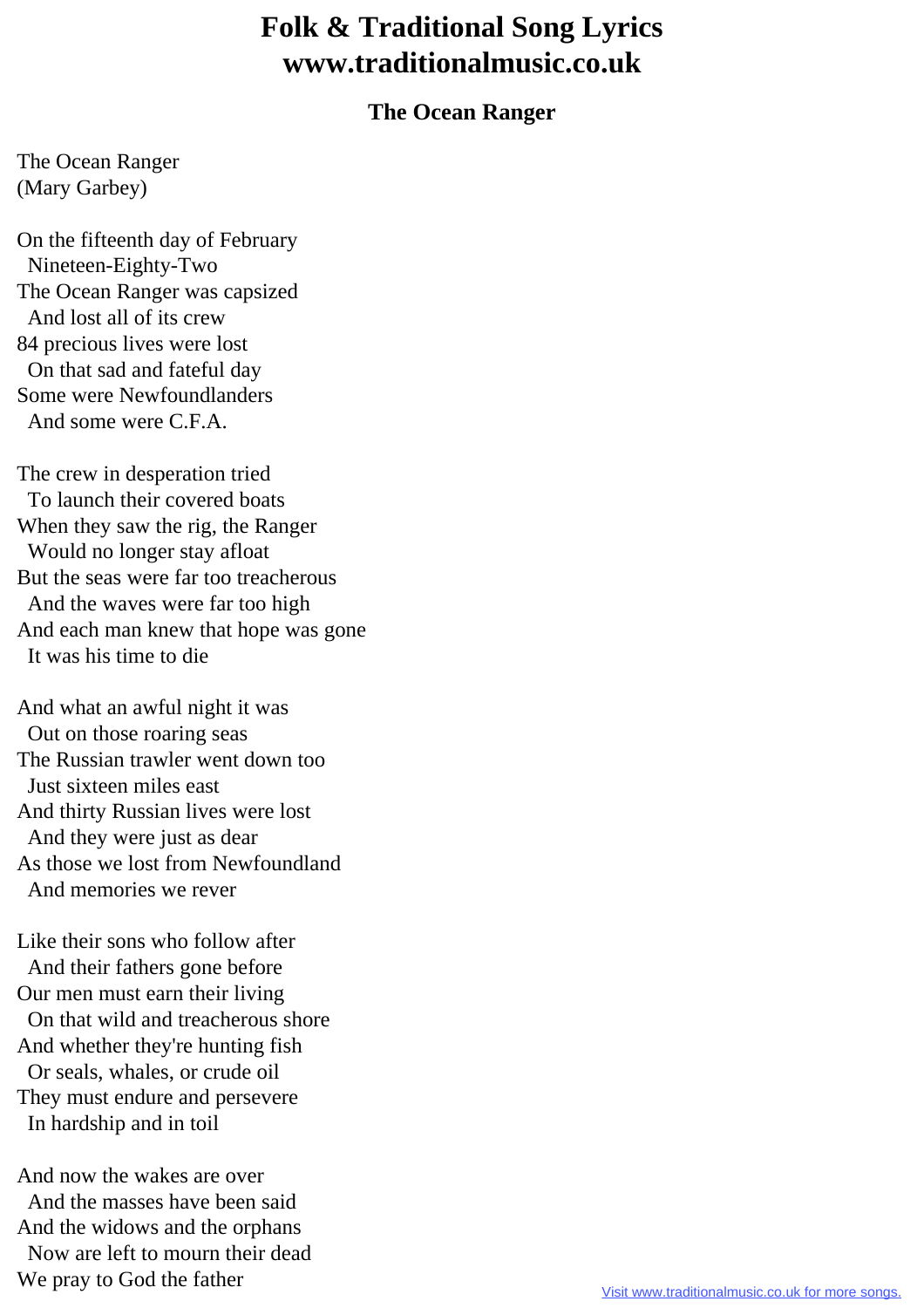# Folk & Traditional Song Lyrics www.traditionalmusic.co.uk

### The Ocean Ranger

The Ocean Ranger
(Mary Garbey)

On the fifteenth day of February
  Nineteen-Eighty-Two
The Ocean Ranger was capsized
  And lost all of its crew
84 precious lives were lost
  On that sad and fateful day
Some were Newfoundlanders
  And some were C.F.A.

The crew in desperation tried
  To launch their covered boats
When they saw the rig, the Ranger
  Would no longer stay afloat
But the seas were far too treacherous
  And the waves were far too high
And each man knew that hope was gone
  It was his time to die

And what an awful night it was
  Out on those roaring seas
The Russian trawler went down too
  Just sixteen miles east
And thirty Russian lives were lost
  And they were just as dear
As those we lost from Newfoundland
  And memories we rever

Like their sons who follow after
  And their fathers gone before
Our men must earn their living
  On that wild and treacherous shore
And whether they're hunting fish
  Or seals, whales, or crude oil
They must endure and persevere
  In hardship and in toil

And now the wakes are over
  And the masses have been said
And the widows and the orphans
  Now are left to mourn their dead
We pray to God the father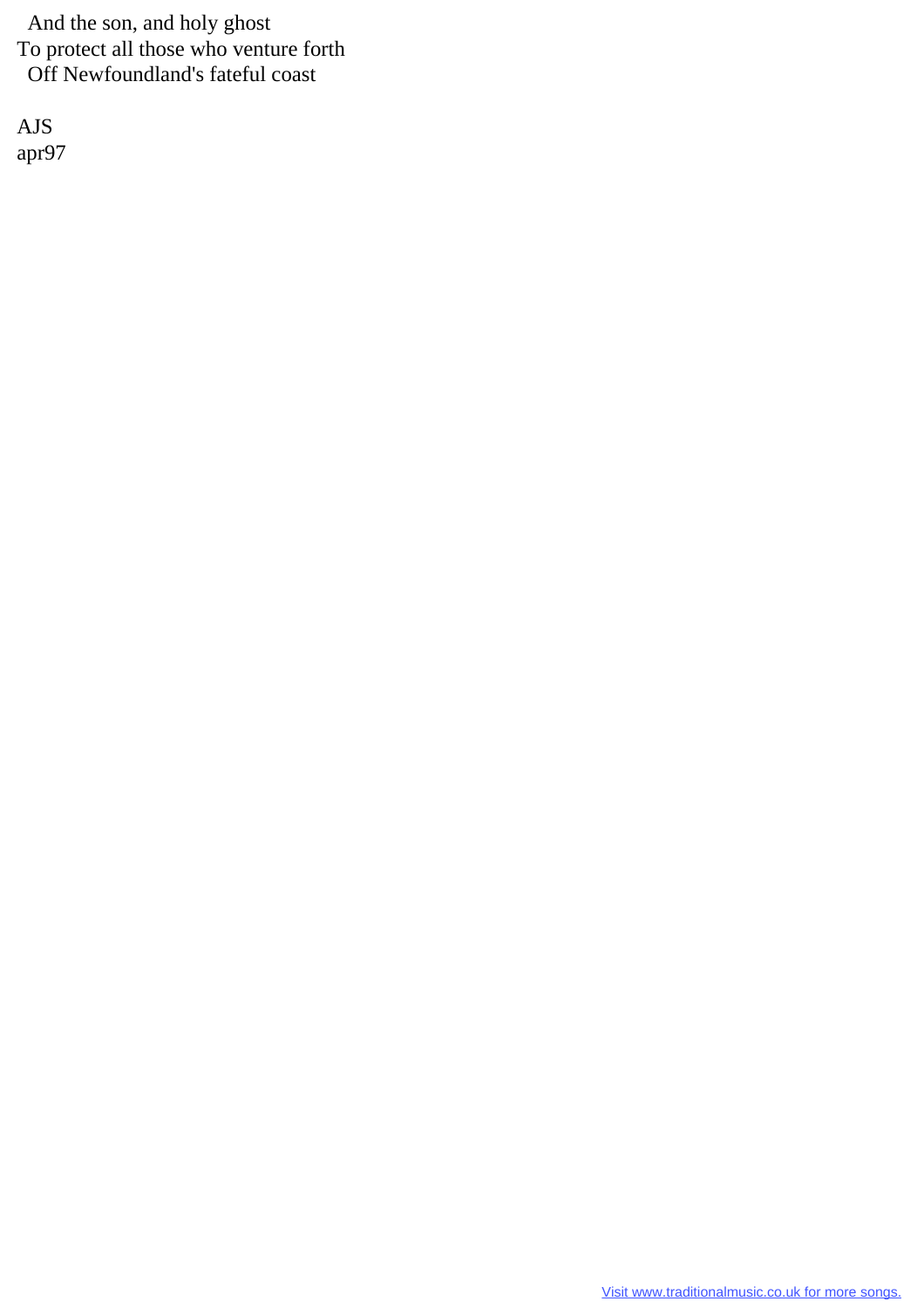And the son, and holy ghost  
To protect all those who venture forth  
Off Newfoundland's fateful coast

AJS  
apr97